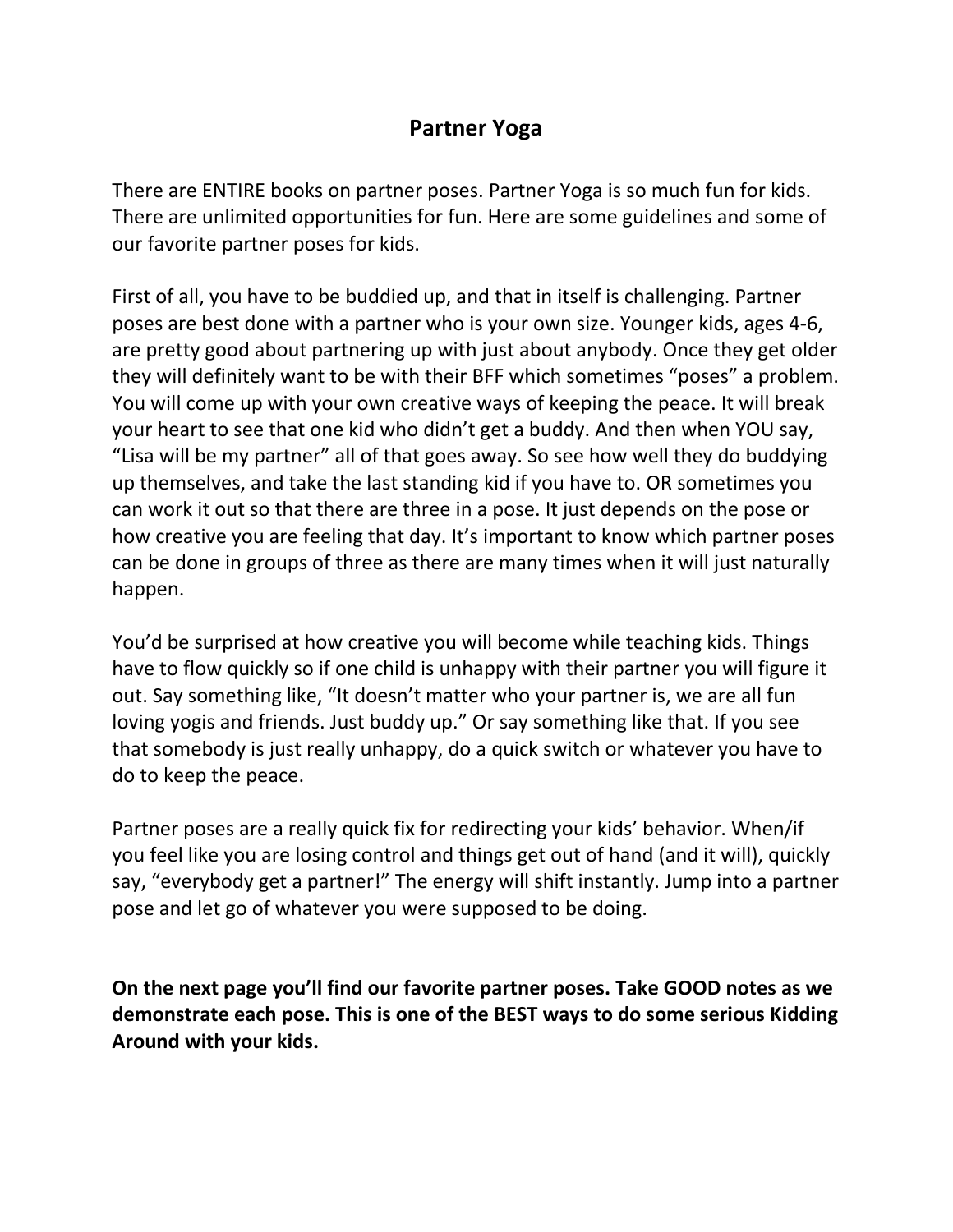# Partner Yoga

There are ENTIRE books on partner poses. Partner Yoga is so much fun for kids. There are unlimited opportunities for fun. Here are some guidelines and some of our favorite partner poses for kids.

First of all, you have to be buddied up, and that in itself is challenging. Partner poses are best done with a partner who is your own size. Younger kids, ages 4-6, are pretty good about partnering up with just about anybody. Once they get older they will definitely want to be with their BFF which sometimes "poses" a problem. You will come up with your own creative ways of keeping the peace. It will break your heart to see that one kid who didn't get a buddy. And then when YOU say, "Lisa will be my partner" all of that goes away. So see how well they do buddying up themselves, and take the last standing kid if you have to. OR sometimes you can work it out so that there are three in a pose. It just depends on the pose or how creative you are feeling that day. It's important to know which partner poses can be done in groups of three as there are many times when it will just naturally happen.

You'd be surprised at how creative you will become while teaching kids. Things have to flow quickly so if one child is unhappy with their partner you will figure it out. Say something like, "It doesn't matter who your partner is, we are all fun loving yogis and friends. Just buddy up." Or say something like that. If you see that somebody is just really unhappy, do a quick switch or whatever you have to do to keep the peace.

Partner poses are a really quick fix for redirecting your kids' behavior. When/if you feel like you are losing control and things get out of hand (and it will), quickly say, "everybody get a partner!" The energy will shift instantly. Jump into a partner pose and let go of whatever you were supposed to be doing.

**On the next page you'll find our favorite partner poses. Take GOOD notes as we demonstrate each pose. This is one of the BEST ways to do some serious Kidding Around with your kids.**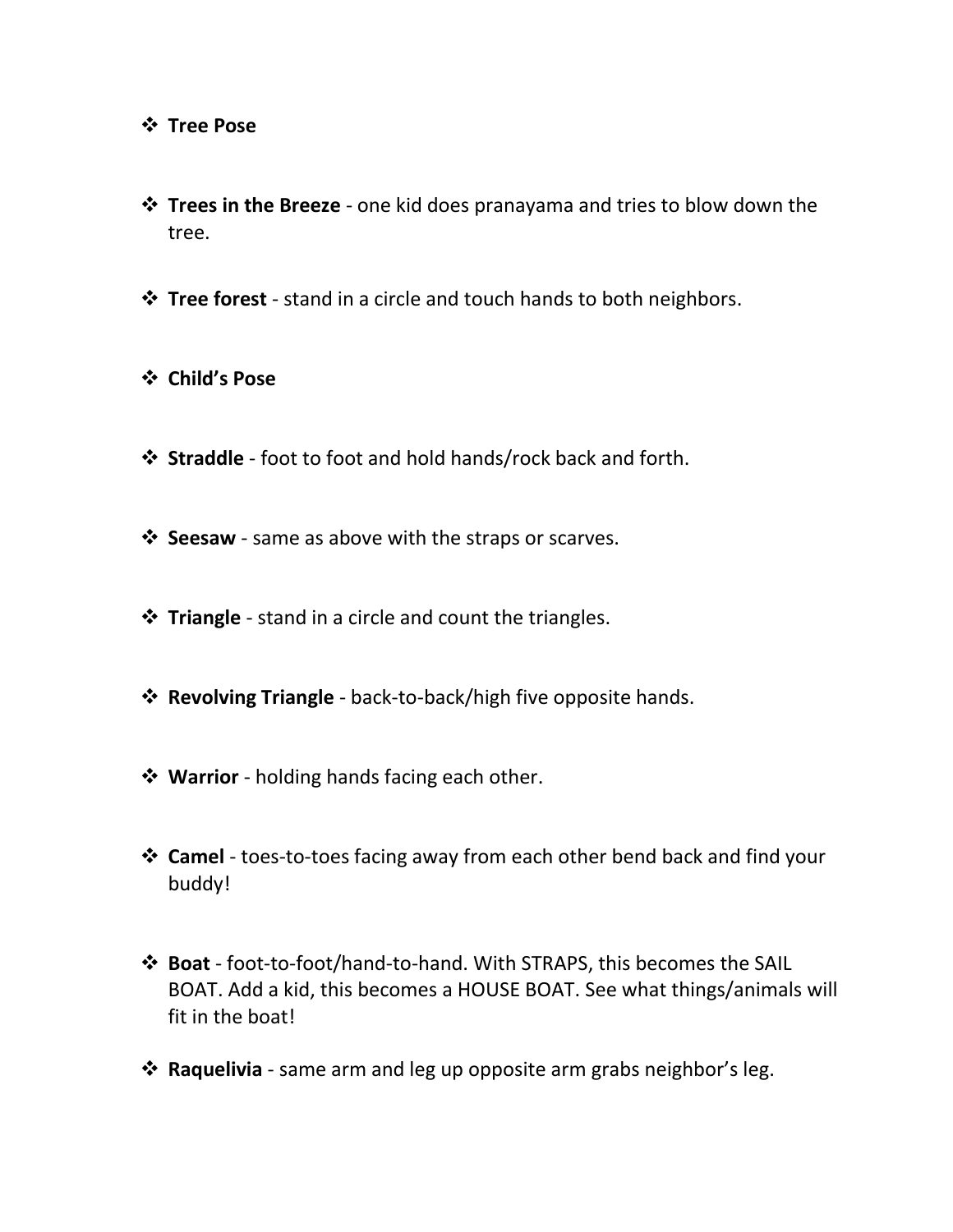- **Tree Pose**

- **Trees in the Breeze** - one kid does pranayama and tries to blow down the tree.

- **Tree forest** - stand in a circle and touch hands to both neighbors.

- **Child's Pose**

- **Straddle** - foot to foot and hold hands/rock back and forth.

- **Seesaw** - same as above with the straps or scarves.

- **Triangle** - stand in a circle and count the triangles.

- **Revolving Triangle** - back-to-back/high five opposite hands.

- **Warrior** - holding hands facing each other.

- **Camel** - toes-to-toes facing away from each other bend back and find your buddy!

- **Boat** - foot-to-foot/hand-to-hand. With STRAPS, this becomes the SAIL BOAT. Add a kid, this becomes a HOUSE BOAT. See what things/animals will fit in the boat!

- **Raquelivia** - same arm and leg up opposite arm grabs neighbor's leg.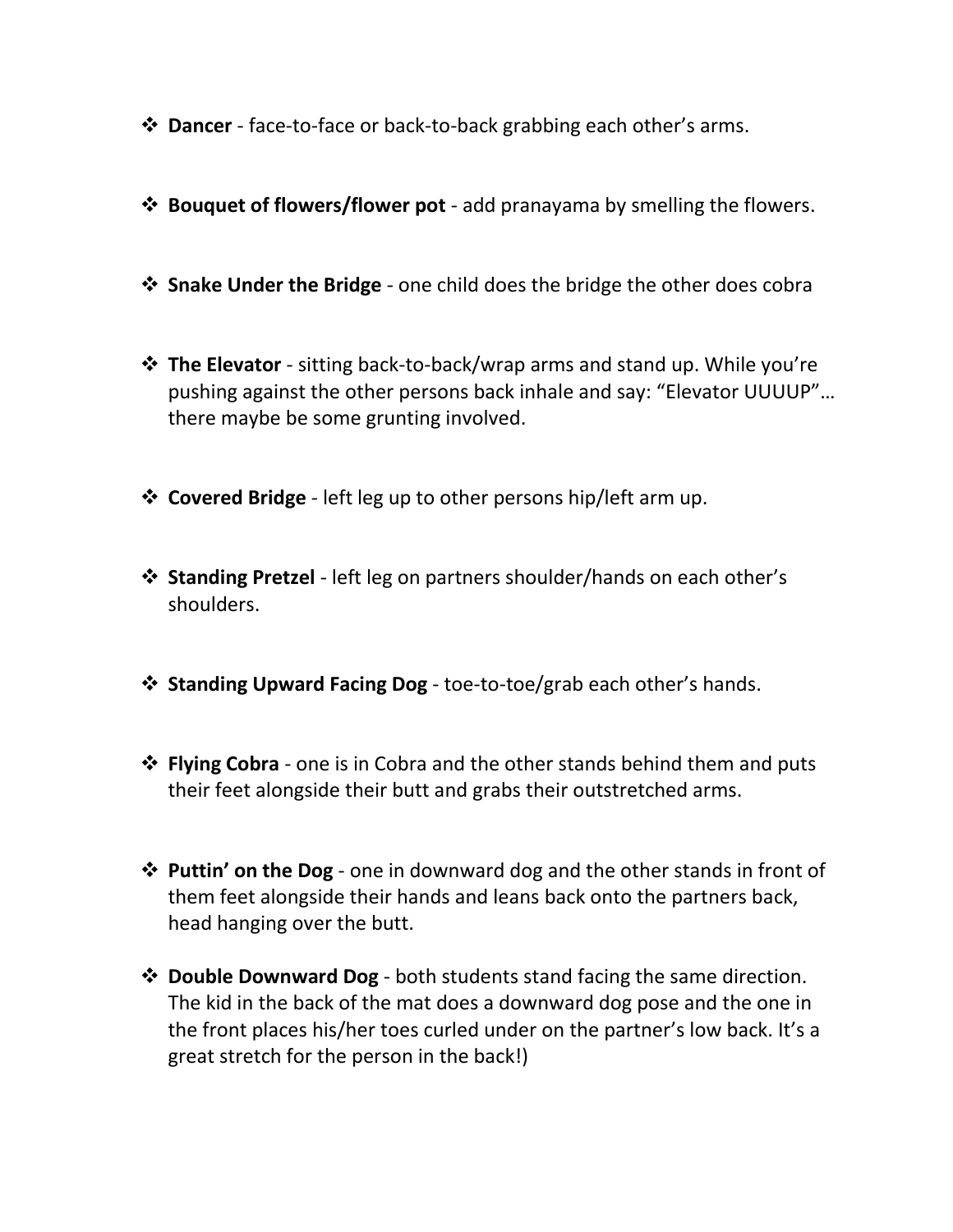- **Dancer** - face-to-face or back-to-back grabbing each other's arms.

- **Bouquet of flowers/flower pot** - add pranayama by smelling the flowers.

- **Snake Under the Bridge** - one child does the bridge the other does cobra

- **The Elevator** - sitting back-to-back/wrap arms and stand up. While you're pushing against the other persons back inhale and say: "Elevator UUUUP"… there maybe be some grunting involved.

- **Covered Bridge** - left leg up to other persons hip/left arm up.

- **Standing Pretzel** - left leg on partners shoulder/hands on each other's shoulders.

- **Standing Upward Facing Dog** - toe-to-toe/grab each other's hands.

- **Flying Cobra** - one is in Cobra and the other stands behind them and puts their feet alongside their butt and grabs their outstretched arms.

- **Puttin' on the Dog** - one in downward dog and the other stands in front of them feet alongside their hands and leans back onto the partners back, head hanging over the butt.

- **Double Downward Dog** - both students stand facing the same direction. The kid in the back of the mat does a downward dog pose and the one in the front places his/her toes curled under on the partner's low back. It's a great stretch for the person in the back!)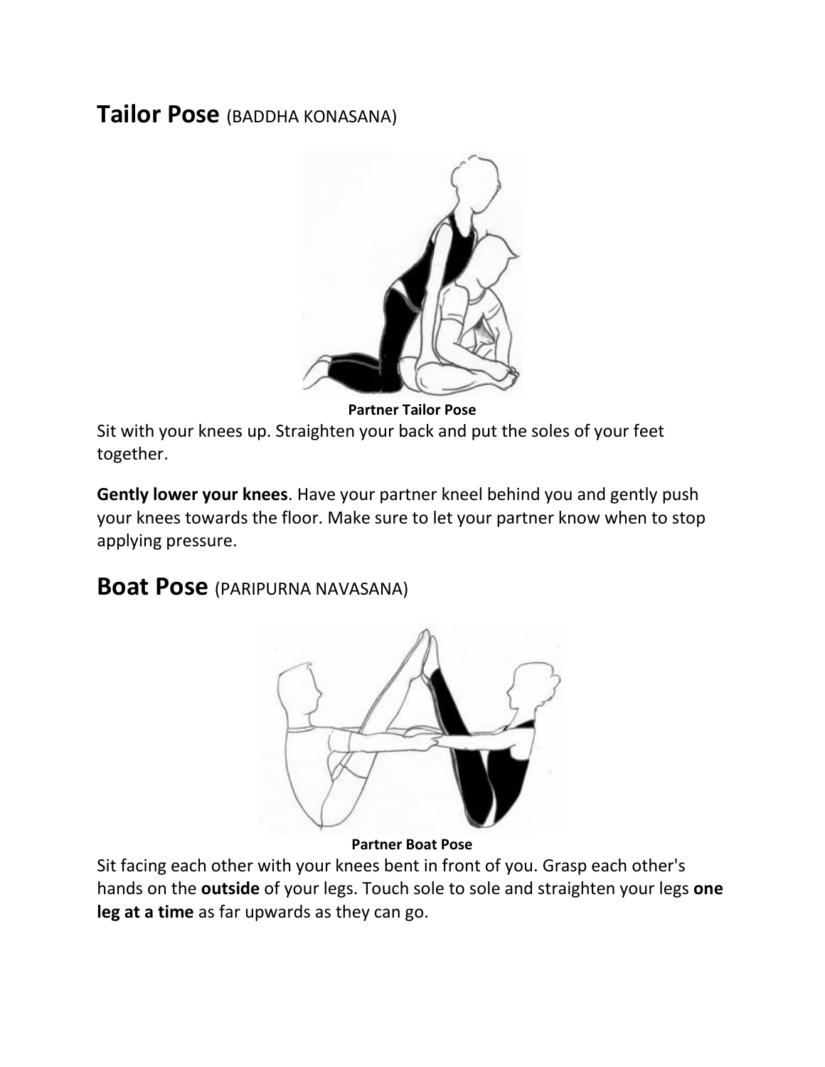## **Tailor Pose** (BADDHA KONASANA)

**Partner Tailor Pose**

Sit with your knees up. Straighten your back and put the soles of your feet together.

**Gently lower your knees**. Have your partner kneel behind you and gently push your knees towards the floor. Make sure to let your partner know when to stop applying pressure.

## **Boat Pose** (PARIPURNA NAVASANA)

**Partner Boat Pose**

Sit facing each other with your knees bent in front of you. Grasp each other's hands on the **outside** of your legs. Touch sole to sole and straighten your legs **one leg at a time** as far upwards as they can go.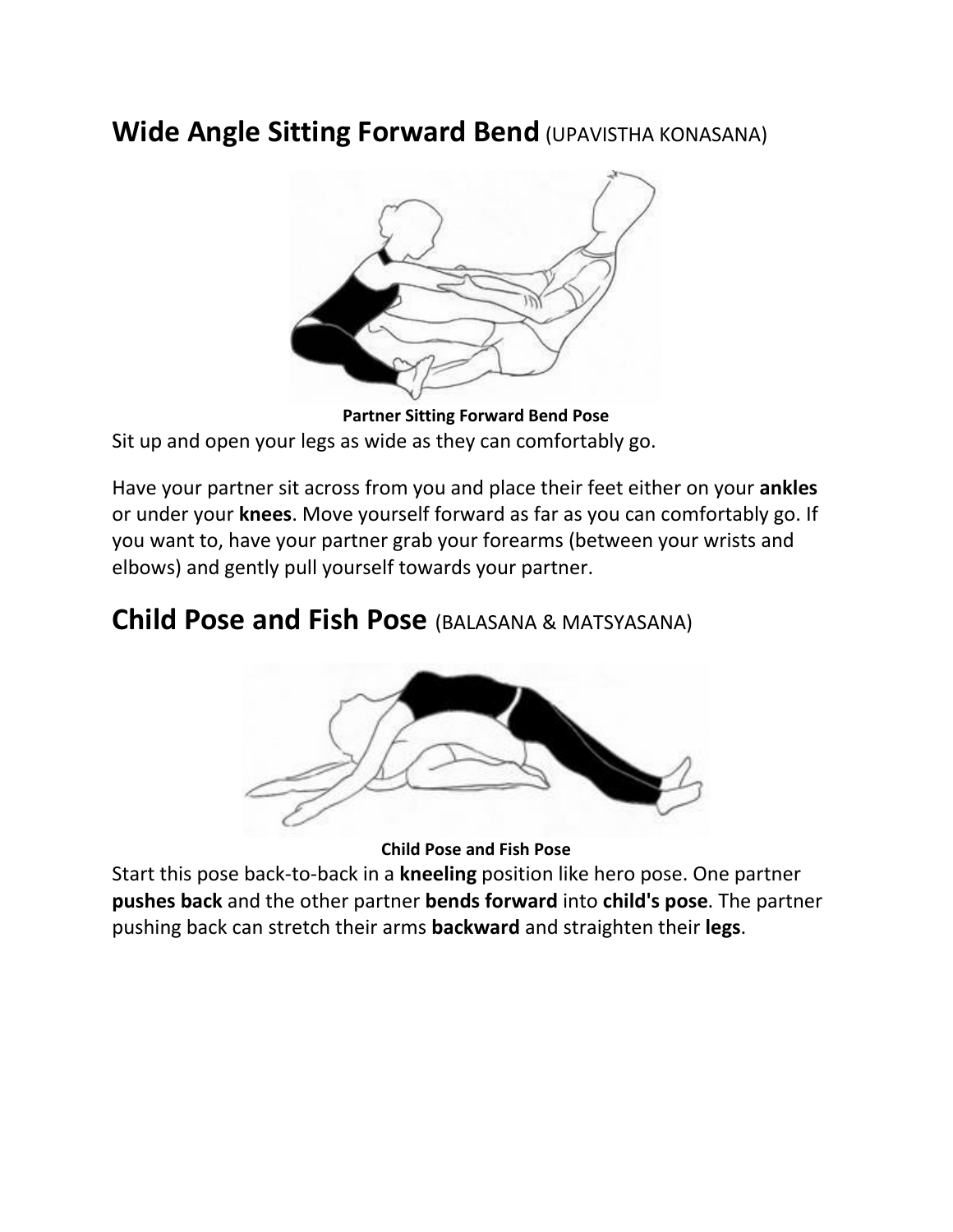## Wide Angle Sitting Forward Bend (UPAVISTHA KONASANA)

**Partner Sitting Forward Bend Pose**

Sit up and open your legs as wide as they can comfortably go.

Have your partner sit across from you and place their feet either on your **ankles** or under your **knees**. Move yourself forward as far as you can comfortably go. If you want to, have your partner grab your forearms (between your wrists and elbows) and gently pull yourself towards your partner.

## Child Pose and Fish Pose (BALASANA & MATSYASANA)

**Child Pose and Fish Pose**

Start this pose back-to-back in a **kneeling** position like hero pose. One partner **pushes back** and the other partner **bends forward** into **child's pose**. The partner pushing back can stretch their arms **backward** and straighten their **legs**.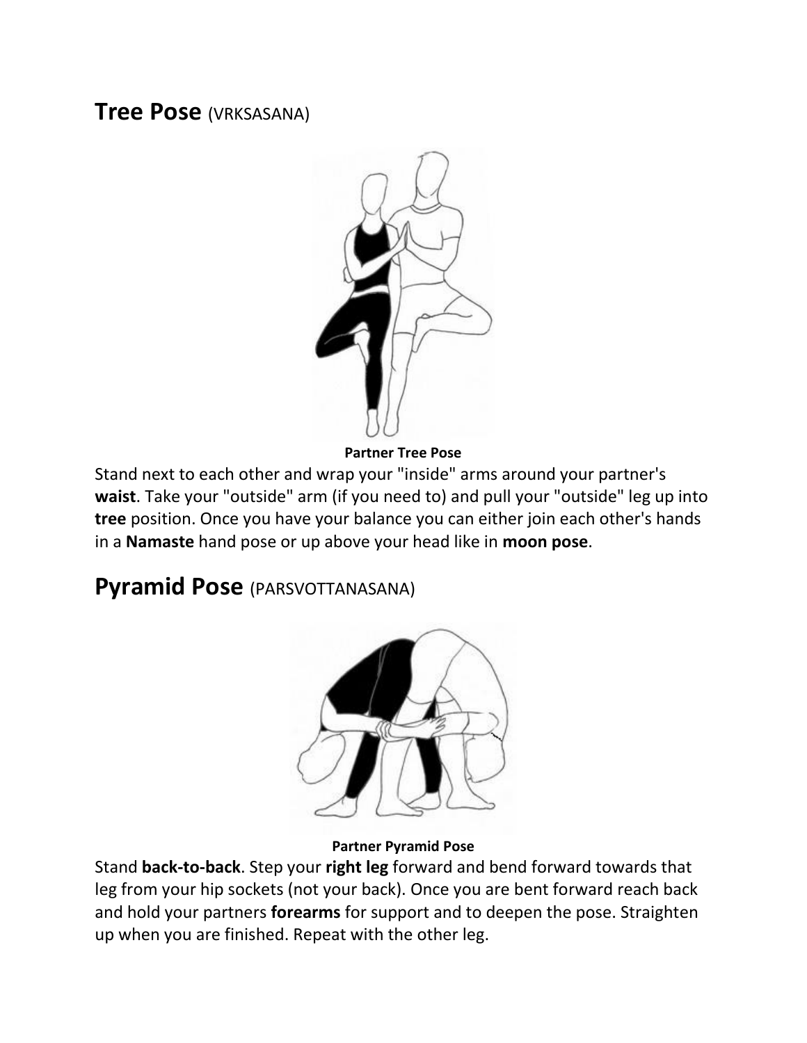## **Tree Pose** (VRKSASANA)

**Partner Tree Pose**

Stand next to each other and wrap your "inside" arms around your partner's **waist**. Take your "outside" arm (if you need to) and pull your "outside" leg up into **tree** position. Once you have your balance you can either join each other's hands in a **Namaste** hand pose or up above your head like in **moon pose**.

## **Pyramid Pose** (PARSVOTTANASANA)

**Partner Pyramid Pose**

Stand **back-to-back**. Step your **right leg** forward and bend forward towards that leg from your hip sockets (not your back). Once you are bent forward reach back and hold your partners **forearms** for support and to deepen the pose. Straighten up when you are finished. Repeat with the other leg.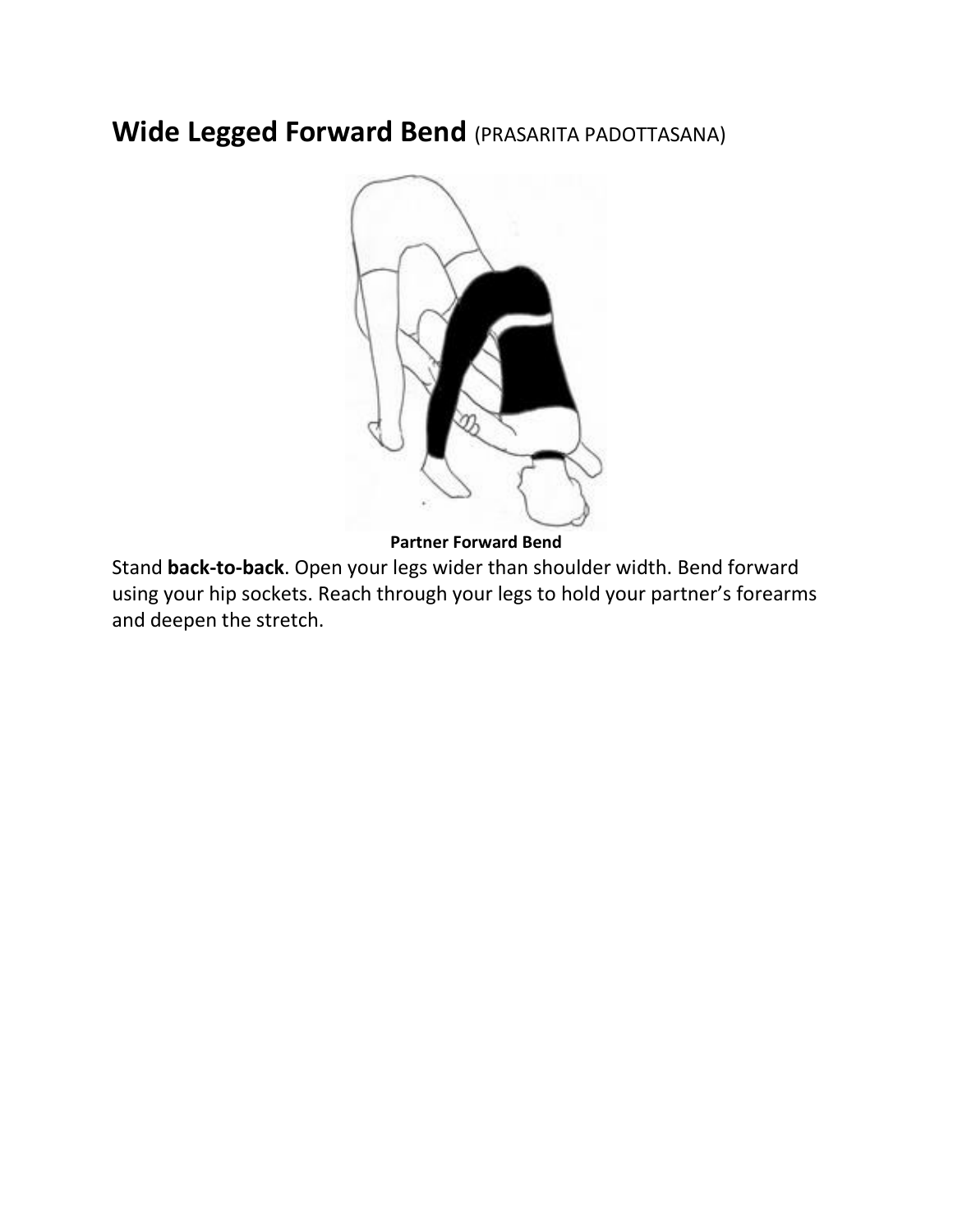## **Wide Legged Forward Bend** (PRASARITA PADOTTASANA)

**Partner Forward Bend**

Stand **back-to-back**. Open your legs wider than shoulder width. Bend forward using your hip sockets. Reach through your legs to hold your partner's forearms and deepen the stretch.